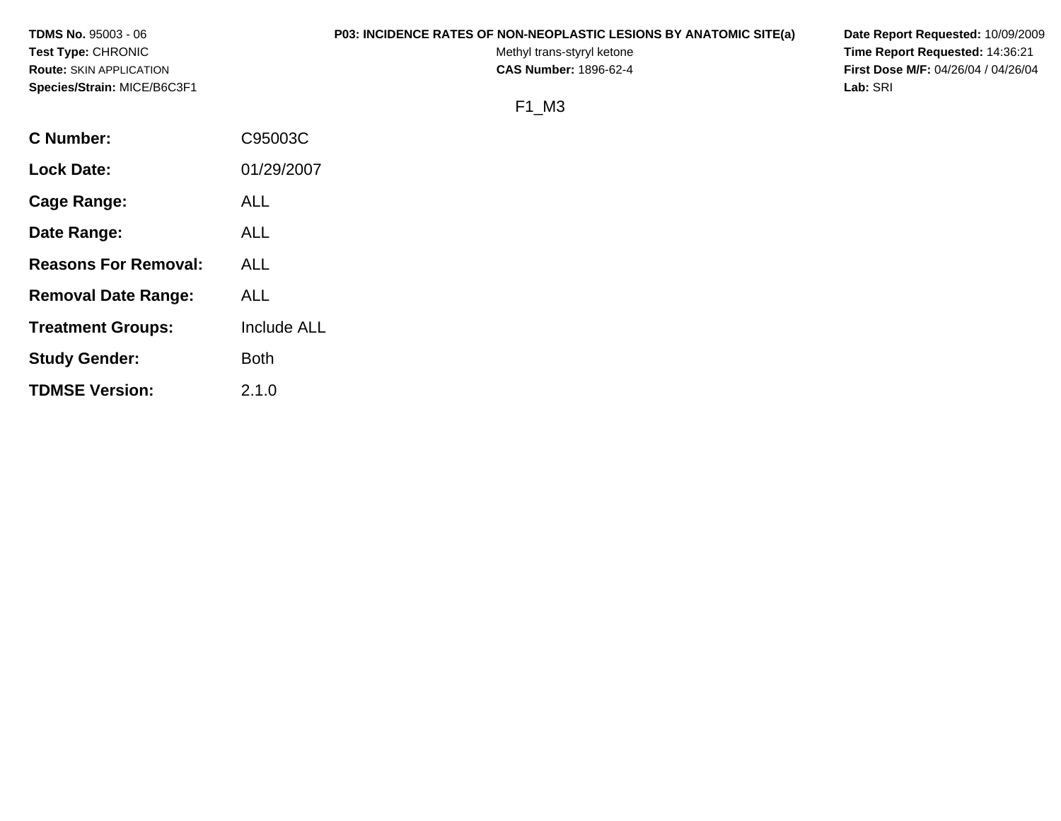**TDMS No.** 95003 - 06
**Test Type:** CHRONIC
**Route:** SKIN APPLICATION
**Species/Strain:** MICE/B6C3F1

**P03: INCIDENCE RATES OF NON-NEOPLASTIC LESIONS BY ANATOMIC SITE(a)**
Methyl trans-styryl ketone
**CAS Number:** 1896-62-4

**Date Report Requested:** 10/09/2009
**Time Report Requested:** 14:36:21
**First Dose M/F:** 04/26/04 / 04/26/04
**Lab:** SRI

F1_M3

| | |
|---|---|
| **C Number:** | C95003C |
| **Lock Date:** | 01/29/2007 |
| **Cage Range:** | ALL |
| **Date Range:** | ALL |
| **Reasons For Removal:** | ALL |
| **Removal Date Range:** | ALL |
| **Treatment Groups:** | Include ALL |
| **Study Gender:** | Both |
| **TDMSE Version:** | 2.1.0 |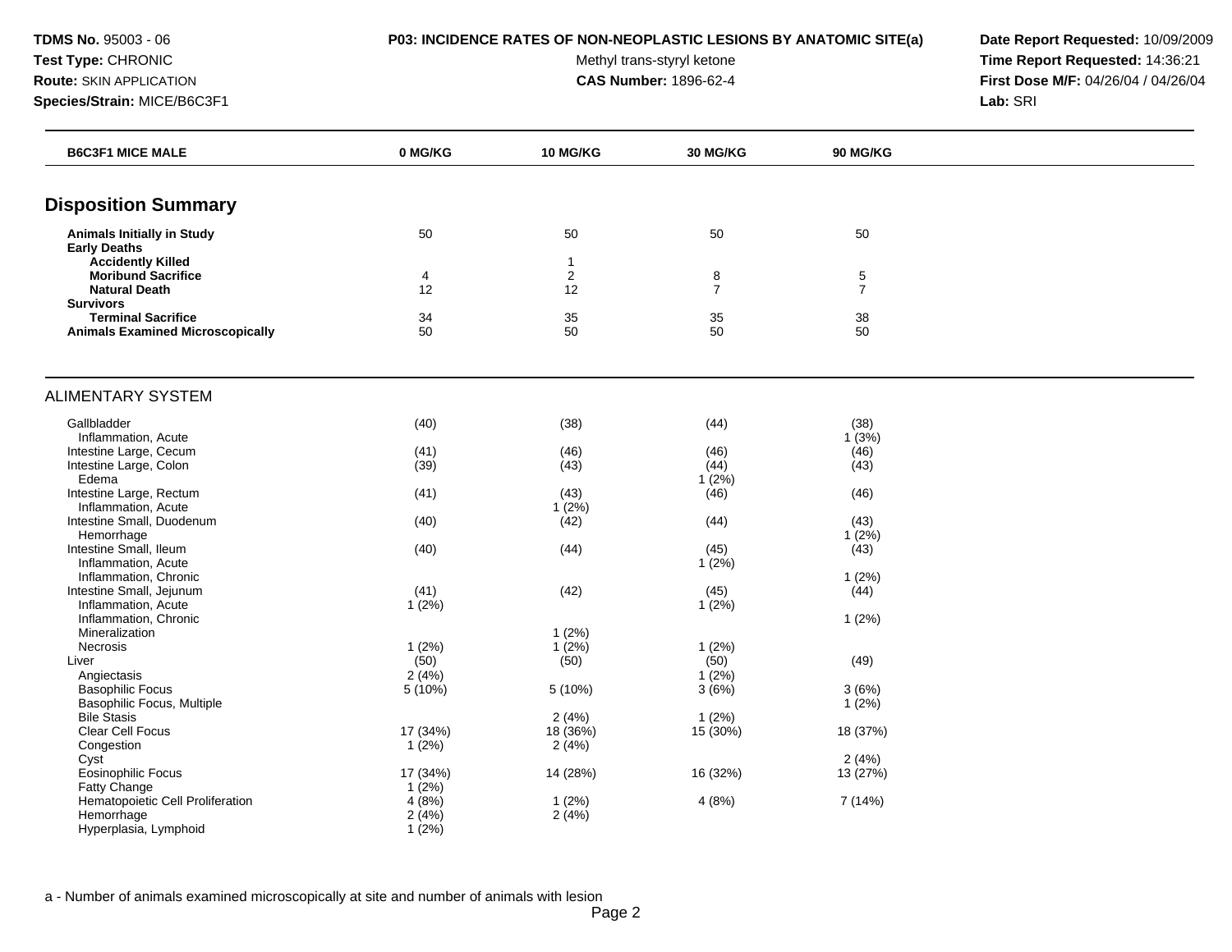**TDMS No.** 95003 - 06
**Test Type:** CHRONIC
**Route:** SKIN APPLICATION
**Species/Strain:** MICE/B6C3F1

**P03: INCIDENCE RATES OF NON-NEOPLASTIC LESIONS BY ANATOMIC SITE(a)**
Methyl trans-styryl ketone
**CAS Number:** 1896-62-4

**Date Report Requested:** 10/09/2009
**Time Report Requested:** 14:36:21
**First Dose M/F:** 04/26/04 / 04/26/04
**Lab:** SRI

| B6C3F1 MICE MALE | 0 MG/KG | 10 MG/KG | 30 MG/KG | 90 MG/KG |
|---|---|---|---|---|
| **Disposition Summary** | | | | |
| **Animals Initially in Study** | 50 | 50 | 50 | 50 |
| **Early Deaths** | | | | |
| **Accidently Killed** | | 1 | | |
| **Moribund Sacrifice** | 4 | 2 | 8 | 5 |
| **Natural Death** | 12 | 12 | 7 | 7 |
| **Survivors** | | | | |
| **Terminal Sacrifice** | 34 | 35 | 35 | 38 |
| **Animals Examined Microscopically** | 50 | 50 | 50 | 50 |
| ALIMENTARY SYSTEM | | | | |
| Gallbladder | (40) | (38) | (44) | (38) |
| Inflammation, Acute | | | | 1 (3%) |
| Intestine Large, Cecum | (41) | (46) | (46) | (46) |
| Intestine Large, Colon | (39) | (43) | (44) | (43) |
| Edema | | | 1 (2%) | |
| Intestine Large, Rectum | (41) | (43) | (46) | (46) |
| Inflammation, Acute | | 1 (2%) | | |
| Intestine Small, Duodenum | (40) | (42) | (44) | (43) |
| Hemorrhage | | | | 1 (2%) |
| Intestine Small, Ileum | (40) | (44) | (45) | (43) |
| Inflammation, Acute | | | 1 (2%) | |
| Inflammation, Chronic | | | | 1 (2%) |
| Intestine Small, Jejunum | (41) | (42) | (45) | (44) |
| Inflammation, Acute | 1 (2%) | | 1 (2%) | |
| Inflammation, Chronic | | | | 1 (2%) |
| Mineralization | | 1 (2%) | | |
| Necrosis | 1 (2%) | 1 (2%) | 1 (2%) | |
| Liver | (50) | (50) | (50) | (49) |
| Angiectasis | 2 (4%) | | 1 (2%) | |
| Basophilic Focus | 5 (10%) | 5 (10%) | 3 (6%) | 3 (6%) |
| Basophilic Focus, Multiple | | | | 1 (2%) |
| Bile Stasis | | 2 (4%) | 1 (2%) | |
| Clear Cell Focus | 17 (34%) | 18 (36%) | 15 (30%) | 18 (37%) |
| Congestion | 1 (2%) | 2 (4%) | | |
| Cyst | | | | 2 (4%) |
| Eosinophilic Focus | 17 (34%) | 14 (28%) | 16 (32%) | 13 (27%) |
| Fatty Change | 1 (2%) | | | |
| Hematopoietic Cell Proliferation | 4 (8%) | 1 (2%) | 4 (8%) | 7 (14%) |
| Hemorrhage | 2 (4%) | 2 (4%) | | |
| Hyperplasia, Lymphoid | 1 (2%) | | | |

a - Number of animals examined microscopically at site and number of animals with lesion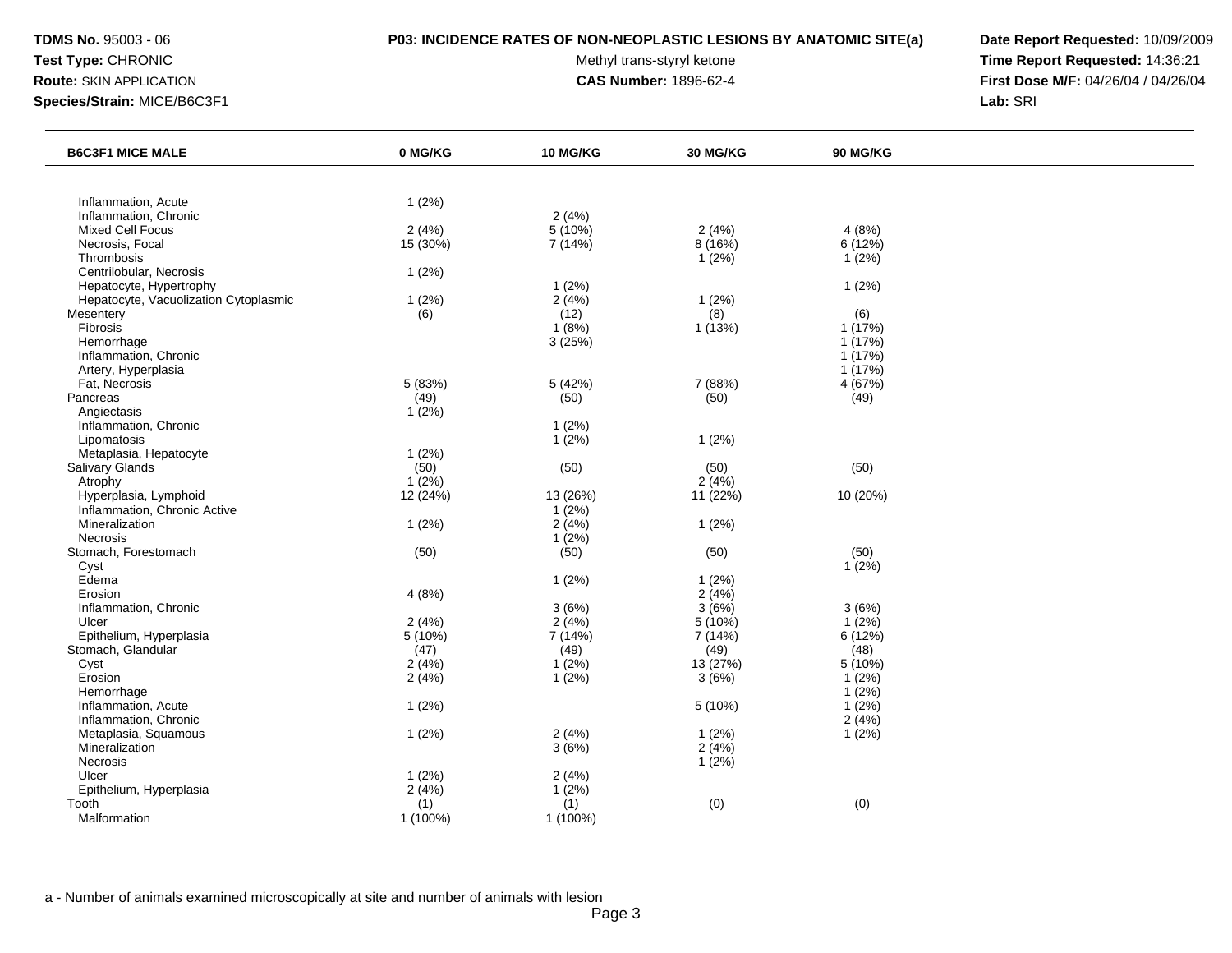**TDMS No.** 95003 - 06
**Test Type:** CHRONIC
**Route:** SKIN APPLICATION
**Species/Strain:** MICE/B6C3F1

**P03: INCIDENCE RATES OF NON-NEOPLASTIC LESIONS BY ANATOMIC SITE(a)**
Methyl trans-styryl ketone
**CAS Number:** 1896-62-4

**Date Report Requested:** 10/09/2009
**Time Report Requested:** 14:36:21
**First Dose M/F:** 04/26/04 / 04/26/04
**Lab:** SRI

| B6C3F1 MICE MALE | 0 MG/KG | 10 MG/KG | 30 MG/KG | 90 MG/KG |
|---|---|---|---|---|
| Inflammation, Acute | 1 (2%) | | | |
| Inflammation, Chronic | | 2 (4%) | | |
| Mixed Cell Focus | 2 (4%) | 5 (10%) | 2 (4%) | 4 (8%) |
| Necrosis, Focal | 15 (30%) | 7 (14%) | 8 (16%) | 6 (12%) |
| Thrombosis | | | 1 (2%) | 1 (2%) |
| Centrilobular, Necrosis | 1 (2%) | | | |
| Hepatocyte, Hypertrophy | | 1 (2%) | | 1 (2%) |
| Hepatocyte, Vacuolization Cytoplasmic | 1 (2%) | 2 (4%) | 1 (2%) | |
| Mesentery | (6) | (12) | (8) | (6) |
| Fibrosis | | 1 (8%) | 1 (13%) | 1 (17%) |
| Hemorrhage | | 3 (25%) | | 1 (17%) |
| Inflammation, Chronic | | | | 1 (17%) |
| Artery, Hyperplasia | | | | 1 (17%) |
| Fat, Necrosis | 5 (83%) | 5 (42%) | 7 (88%) | 4 (67%) |
| Pancreas | (49) | (50) | (50) | (49) |
| Angiectasis | 1 (2%) | | | |
| Inflammation, Chronic | | 1 (2%) | | |
| Lipomatosis | | 1 (2%) | 1 (2%) | |
| Metaplasia, Hepatocyte | 1 (2%) | | | |
| Salivary Glands | (50) | (50) | (50) | (50) |
| Atrophy | 1 (2%) | | 2 (4%) | |
| Hyperplasia, Lymphoid | 12 (24%) | 13 (26%) | 11 (22%) | 10 (20%) |
| Inflammation, Chronic Active | | 1 (2%) | | |
| Mineralization | 1 (2%) | 2 (4%) | 1 (2%) | |
| Necrosis | | 1 (2%) | | |
| Stomach, Forestomach | (50) | (50) | (50) | (50) |
| Cyst | | | | 1 (2%) |
| Edema | | 1 (2%) | 1 (2%) | |
| Erosion | 4 (8%) | | 2 (4%) | |
| Inflammation, Chronic | | 3 (6%) | 3 (6%) | 3 (6%) |
| Ulcer | 2 (4%) | 2 (4%) | 5 (10%) | 1 (2%) |
| Epithelium, Hyperplasia | 5 (10%) | 7 (14%) | 7 (14%) | 6 (12%) |
| Stomach, Glandular | (47) | (49) | (49) | (48) |
| Cyst | 2 (4%) | 1 (2%) | 13 (27%) | 5 (10%) |
| Erosion | 2 (4%) | 1 (2%) | 3 (6%) | 1 (2%) |
| Hemorrhage | | | | 1 (2%) |
| Inflammation, Acute | 1 (2%) | | 5 (10%) | 1 (2%) |
| Inflammation, Chronic | | | | 2 (4%) |
| Metaplasia, Squamous | 1 (2%) | 2 (4%) | 1 (2%) | 1 (2%) |
| Mineralization | | 3 (6%) | 2 (4%) | |
| Necrosis | | | 1 (2%) | |
| Ulcer | 1 (2%) | 2 (4%) | | |
| Epithelium, Hyperplasia | 2 (4%) | 1 (2%) | | |
| Tooth | (1) | (1) | (0) | (0) |
| Malformation | 1 (100%) | 1 (100%) | | |

a - Number of animals examined microscopically at site and number of animals with lesion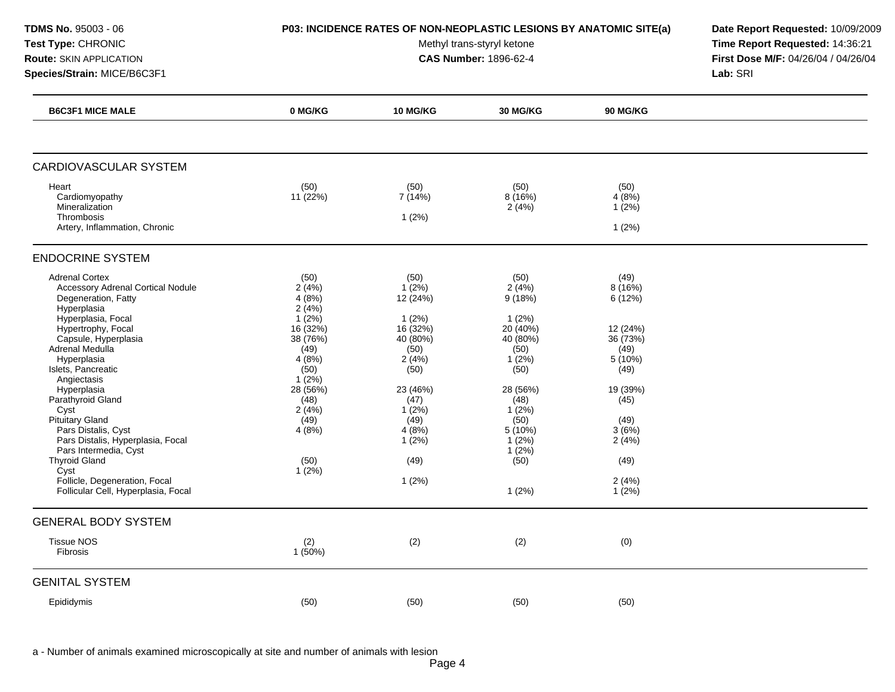**TDMS No.** 95003 - 06
**Test Type:** CHRONIC
**Route:** SKIN APPLICATION
**Species/Strain:** MICE/B6C3F1

**P03: INCIDENCE RATES OF NON-NEOPLASTIC LESIONS BY ANATOMIC SITE(a)**
Methyl trans-styryl ketone
**CAS Number:** 1896-62-4

**Date Report Requested:** 10/09/2009
**Time Report Requested:** 14:36:21
**First Dose M/F:** 04/26/04 / 04/26/04
**Lab:** SRI

| B6C3F1 MICE MALE | 0 MG/KG | 10 MG/KG | 30 MG/KG | 90 MG/KG |
|---|---|---|---|---|
| **CARDIOVASCULAR SYSTEM** | | | | |
| Heart | (50) | (50) | (50) | (50) |
| Cardiomyopathy | 11 (22%) | 7 (14%) | 8 (16%) | 4 (8%) |
| Mineralization | | | 2 (4%) | 1 (2%) |
| Thrombosis | | 1 (2%) | | |
| Artery, Inflammation, Chronic | | | | 1 (2%) |
| **ENDOCRINE SYSTEM** | | | | |
| Adrenal Cortex | (50) | (50) | (50) | (49) |
| Accessory Adrenal Cortical Nodule | 2 (4%) | 1 (2%) | 2 (4%) | 8 (16%) |
| Degeneration, Fatty | 4 (8%) | 12 (24%) | 9 (18%) | 6 (12%) |
| Hyperplasia | 2 (4%) | | | |
| Hyperplasia, Focal | 1 (2%) | 1 (2%) | 1 (2%) | |
| Hypertrophy, Focal | 16 (32%) | 16 (32%) | 20 (40%) | 12 (24%) |
| Capsule, Hyperplasia | 38 (76%) | 40 (80%) | 40 (80%) | 36 (73%) |
| Adrenal Medulla | (49) | (50) | (50) | (49) |
| Hyperplasia | 4 (8%) | 2 (4%) | 1 (2%) | 5 (10%) |
| Islets, Pancreatic | (50) | (50) | (50) | (49) |
| Angiectasis | 1 (2%) | | | |
| Hyperplasia | 28 (56%) | 23 (46%) | 28 (56%) | 19 (39%) |
| Parathyroid Gland | (48) | (47) | (48) | (45) |
| Cyst | 2 (4%) | 1 (2%) | 1 (2%) | |
| Pituitary Gland | (49) | (49) | (50) | (49) |
| Pars Distalis, Cyst | 4 (8%) | 4 (8%) | 5 (10%) | 3 (6%) |
| Pars Distalis, Hyperplasia, Focal | | 1 (2%) | 1 (2%) | 2 (4%) |
| Pars Intermedia, Cyst | | | 1 (2%) | |
| Thyroid Gland | (50) | (49) | (50) | (49) |
| Cyst | 1 (2%) | | | |
| Follicle, Degeneration, Focal | | 1 (2%) | | 2 (4%) |
| Follicular Cell, Hyperplasia, Focal | | | 1 (2%) | 1 (2%) |
| **GENERAL BODY SYSTEM** | | | | |
| Tissue NOS | (2) | (2) | (2) | (0) |
| Fibrosis | 1 (50%) | | | |
| **GENITAL SYSTEM** | | | | |
| Epididymis | (50) | (50) | (50) | (50) |

a - Number of animals examined microscopically at site and number of animals with lesion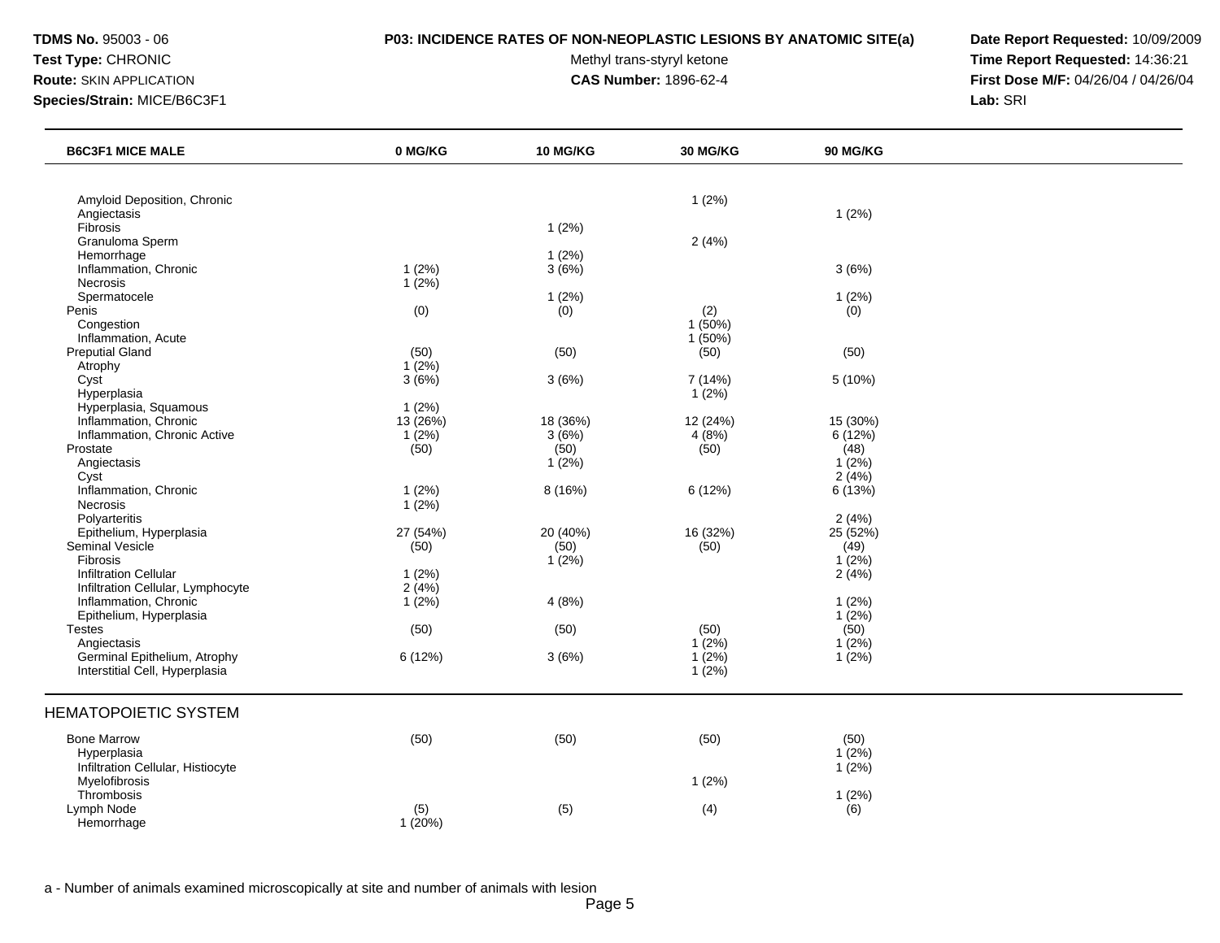**TDMS No.** 95003 - 06
**Test Type:** CHRONIC
**Route:** SKIN APPLICATION
**Species/Strain:** MICE/B6C3F1

**P03: INCIDENCE RATES OF NON-NEOPLASTIC LESIONS BY ANATOMIC SITE(a)**
Methyl trans-styryl ketone
**CAS Number:** 1896-62-4

**Date Report Requested:** 10/09/2009
**Time Report Requested:** 14:36:21
**First Dose M/F:** 04/26/04 / 04/26/04
**Lab:** SRI

| B6C3F1 MICE MALE | 0 MG/KG | 10 MG/KG | 30 MG/KG | 90 MG/KG |
|---|---|---|---|---|
| Amyloid Deposition, Chronic | | | 1 (2%) | |
| Angiectasis | | | | 1 (2%) |
| Fibrosis | | 1 (2%) | | |
| Granuloma Sperm | | | 2 (4%) | |
| Hemorrhage | | 1 (2%) | | |
| Inflammation, Chronic | 1 (2%) | 3 (6%) | | 3 (6%) |
| Necrosis | 1 (2%) | | | |
| Spermatocele | | 1 (2%) | | 1 (2%) |
| Penis | (0) | (0) | (2) | (0) |
| Congestion | | | 1 (50%) | |
| Inflammation, Acute | | | 1 (50%) | |
| Preputial Gland | (50) | (50) | (50) | (50) |
| Atrophy | 1 (2%) | | | |
| Cyst | 3 (6%) | 3 (6%) | 7 (14%) | 5 (10%) |
| Hyperplasia | | | 1 (2%) | |
| Hyperplasia, Squamous | 1 (2%) | | | |
| Inflammation, Chronic | 13 (26%) | 18 (36%) | 12 (24%) | 15 (30%) |
| Inflammation, Chronic Active | 1 (2%) | 3 (6%) | 4 (8%) | 6 (12%) |
| Prostate | (50) | (50) | (50) | (48) |
| Angiectasis | | 1 (2%) | | 1 (2%) |
| Cyst | | | | 2 (4%) |
| Inflammation, Chronic | 1 (2%) | 8 (16%) | 6 (12%) | 6 (13%) |
| Necrosis | 1 (2%) | | | |
| Polyarteritis | | | | 2 (4%) |
| Epithelium, Hyperplasia | 27 (54%) | 20 (40%) | 16 (32%) | 25 (52%) |
| Seminal Vesicle | (50) | (50) | (50) | (49) |
| Fibrosis | | 1 (2%) | | 1 (2%) |
| Infiltration Cellular | 1 (2%) | | | 2 (4%) |
| Infiltration Cellular, Lymphocyte | 2 (4%) | | | |
| Inflammation, Chronic | 1 (2%) | 4 (8%) | | 1 (2%) |
| Epithelium, Hyperplasia | | | | 1 (2%) |
| Testes | (50) | (50) | (50) | (50) |
| Angiectasis | | | 1 (2%) | 1 (2%) |
| Germinal Epithelium, Atrophy | 6 (12%) | 3 (6%) | 1 (2%) | 1 (2%) |
| Interstitial Cell, Hyperplasia | | | 1 (2%) | |

## HEMATOPOIETIC SYSTEM

| | 0 MG/KG | 10 MG/KG | 30 MG/KG | 90 MG/KG |
|---|---|---|---|---|
| Bone Marrow | (50) | (50) | (50) | (50) |
| Hyperplasia | | | | 1 (2%) |
| Infiltration Cellular, Histiocyte | | | | 1 (2%) |
| Myelofibrosis | | | 1 (2%) | |
| Thrombosis | | | | 1 (2%) |
| Lymph Node | (5) | (5) | (4) | (6) |
| Hemorrhage | 1 (20%) | | | |

a - Number of animals examined microscopically at site and number of animals with lesion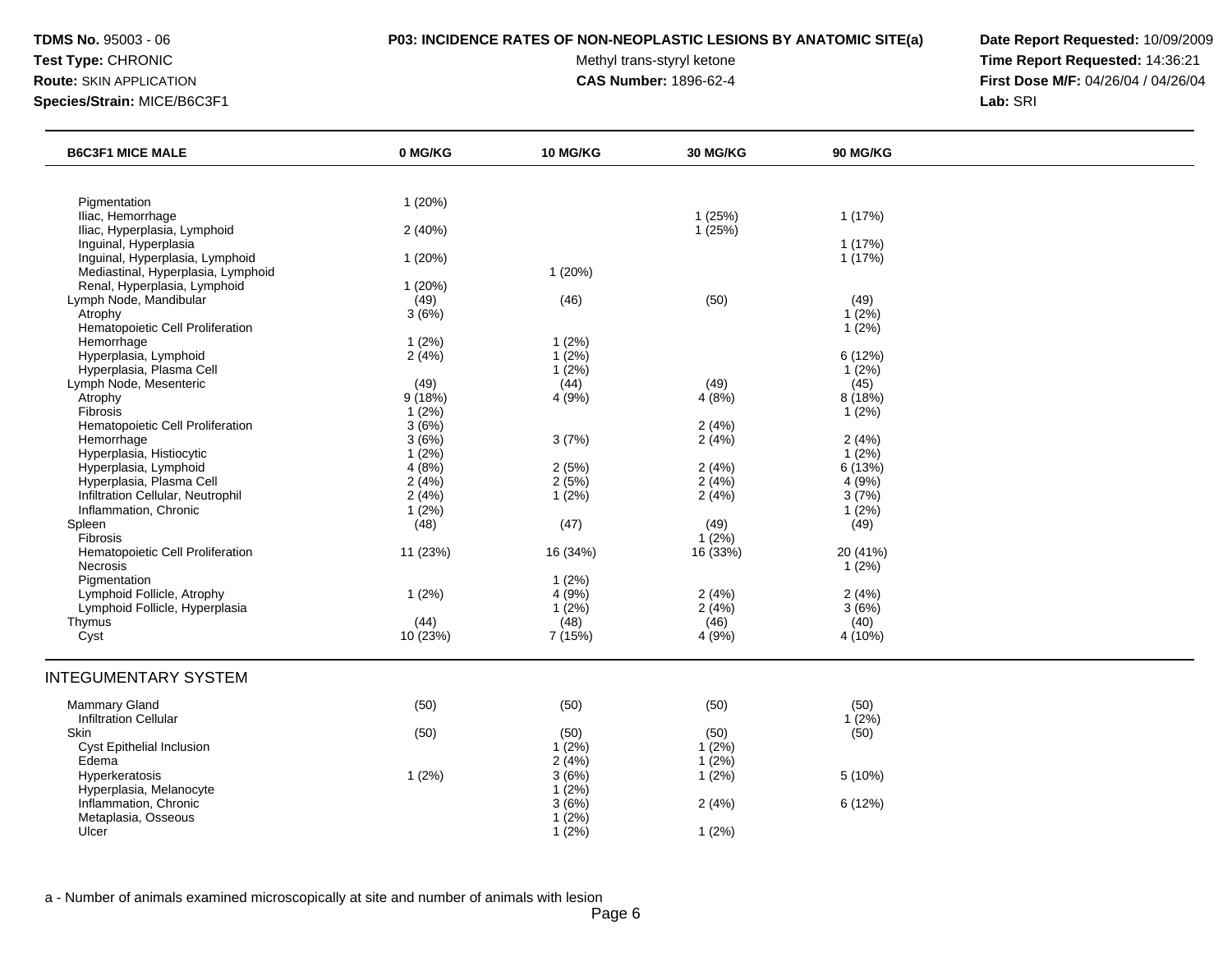**TDMS No.** 95003 - 06
**Test Type:** CHRONIC
**Route:** SKIN APPLICATION
**Species/Strain:** MICE/B6C3F1

**P03: INCIDENCE RATES OF NON-NEOPLASTIC LESIONS BY ANATOMIC SITE(a)**
Methyl trans-styryl ketone
**CAS Number:** 1896-62-4

**Date Report Requested:** 10/09/2009
**Time Report Requested:** 14:36:21
**First Dose M/F:** 04/26/04 / 04/26/04
**Lab:** SRI

| B6C3F1 MICE MALE | 0 MG/KG | 10 MG/KG | 30 MG/KG | 90 MG/KG |
|---|---|---|---|---|
| Pigmentation | 1 (20%) | | | |
| Iliac, Hemorrhage | | | 1 (25%) | 1 (17%) |
| Iliac, Hyperplasia, Lymphoid | 2 (40%) | | 1 (25%) | |
| Inguinal, Hyperplasia | | | | 1 (17%) |
| Inguinal, Hyperplasia, Lymphoid | 1 (20%) | | | 1 (17%) |
| Mediastinal, Hyperplasia, Lymphoid | | 1 (20%) | | |
| Renal, Hyperplasia, Lymphoid | 1 (20%) | | | |
| Lymph Node, Mandibular | (49) | (46) | (50) | (49) |
| Atrophy | 3 (6%) | | | 1 (2%) |
| Hematopoietic Cell Proliferation | | | | 1 (2%) |
| Hemorrhage | 1 (2%) | 1 (2%) | | |
| Hyperplasia, Lymphoid | 2 (4%) | 1 (2%) | | 6 (12%) |
| Hyperplasia, Plasma Cell | | 1 (2%) | | 1 (2%) |
| Lymph Node, Mesenteric | (49) | (44) | (49) | (45) |
| Atrophy | 9 (18%) | 4 (9%) | 4 (8%) | 8 (18%) |
| Fibrosis | 1 (2%) | | | 1 (2%) |
| Hematopoietic Cell Proliferation | 3 (6%) | | 2 (4%) | |
| Hemorrhage | 3 (6%) | 3 (7%) | 2 (4%) | 2 (4%) |
| Hyperplasia, Histiocytic | 1 (2%) | | | 1 (2%) |
| Hyperplasia, Lymphoid | 4 (8%) | 2 (5%) | 2 (4%) | 6 (13%) |
| Hyperplasia, Plasma Cell | 2 (4%) | 2 (5%) | 2 (4%) | 4 (9%) |
| Infiltration Cellular, Neutrophil | 2 (4%) | 1 (2%) | 2 (4%) | 3 (7%) |
| Inflammation, Chronic | 1 (2%) | | | 1 (2%) |
| Spleen | (48) | (47) | (49) | (49) |
| Fibrosis | | | 1 (2%) | |
| Hematopoietic Cell Proliferation | 11 (23%) | 16 (34%) | 16 (33%) | 20 (41%) |
| Necrosis | | | | 1 (2%) |
| Pigmentation | | 1 (2%) | | |
| Lymphoid Follicle, Atrophy | 1 (2%) | 4 (9%) | 2 (4%) | 2 (4%) |
| Lymphoid Follicle, Hyperplasia | | 1 (2%) | 2 (4%) | 3 (6%) |
| Thymus | (44) | (48) | (46) | (40) |
| Cyst | 10 (23%) | 7 (15%) | 4 (9%) | 4 (10%) |

## INTEGUMENTARY SYSTEM

| | 0 MG/KG | 10 MG/KG | 30 MG/KG | 90 MG/KG |
|---|---|---|---|---|
| Mammary Gland | (50) | (50) | (50) | (50) |
| Infiltration Cellular | | | | 1 (2%) |
| Skin | (50) | (50) | (50) | (50) |
| Cyst Epithelial Inclusion | | 1 (2%) | 1 (2%) | |
| Edema | | 2 (4%) | 1 (2%) | |
| Hyperkeratosis | 1 (2%) | 3 (6%) | 1 (2%) | 5 (10%) |
| Hyperplasia, Melanocyte | | 1 (2%) | | |
| Inflammation, Chronic | | 3 (6%) | 2 (4%) | 6 (12%) |
| Metaplasia, Osseous | | 1 (2%) | | |
| Ulcer | | 1 (2%) | 1 (2%) | |

a - Number of animals examined microscopically at site and number of animals with lesion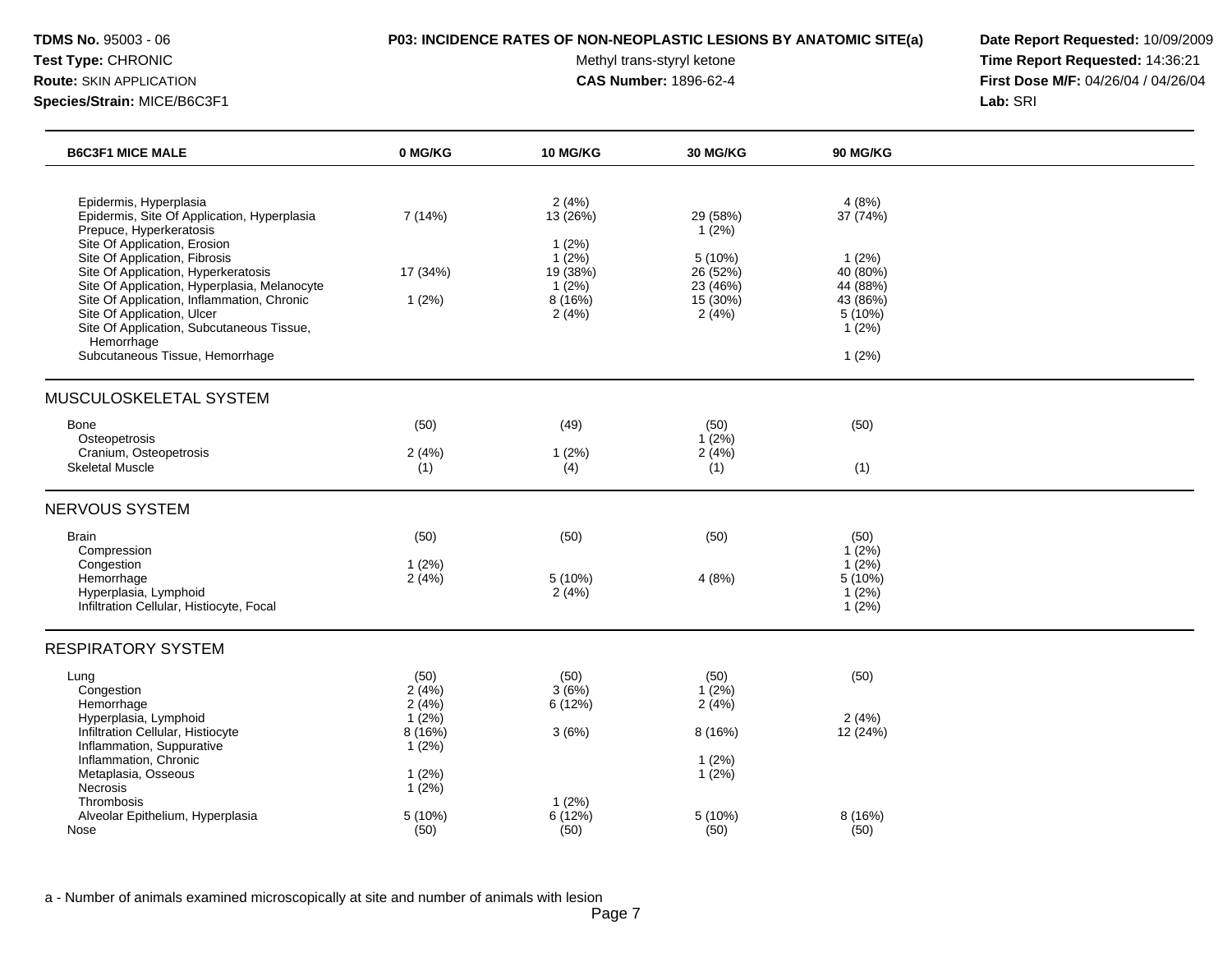**TDMS No.** 95003 - 06
**Test Type:** CHRONIC
**Route:** SKIN APPLICATION
**Species/Strain:** MICE/B6C3F1

**P03: INCIDENCE RATES OF NON-NEOPLASTIC LESIONS BY ANATOMIC SITE(a)**
Methyl trans-styryl ketone
**CAS Number:** 1896-62-4

**Date Report Requested:** 10/09/2009
**Time Report Requested:** 14:36:21
**First Dose M/F:** 04/26/04 / 04/26/04
**Lab:** SRI

| B6C3F1 MICE MALE | 0 MG/KG | 10 MG/KG | 30 MG/KG | 90 MG/KG |
|---|---|---|---|---|
| Epidermis, Hyperplasia | | 2 (4%) | | 4 (8%) |
| Epidermis, Site Of Application, Hyperplasia | 7 (14%) | 13 (26%) | 29 (58%) | 37 (74%) |
| Prepuce, Hyperkeratosis | | | 1 (2%) | |
| Site Of Application, Erosion | | 1 (2%) | | |
| Site Of Application, Fibrosis | | 1 (2%) | 5 (10%) | 1 (2%) |
| Site Of Application, Hyperkeratosis | 17 (34%) | 19 (38%) | 26 (52%) | 40 (80%) |
| Site Of Application, Hyperplasia, Melanocyte | | 1 (2%) | 23 (46%) | 44 (88%) |
| Site Of Application, Inflammation, Chronic | 1 (2%) | 8 (16%) | 15 (30%) | 43 (86%) |
| Site Of Application, Ulcer | | 2 (4%) | 2 (4%) | 5 (10%) |
| Site Of Application, Subcutaneous Tissue, Hemorrhage | | | | 1 (2%) |
| Subcutaneous Tissue, Hemorrhage | | | | 1 (2%) |
| **MUSCULOSKELETAL SYSTEM** | | | | |
| Bone | (50) | (49) | (50) | (50) |
| Osteopetrosis | | | 1 (2%) | |
| Cranium, Osteopetrosis | 2 (4%) | 1 (2%) | 2 (4%) | |
| Skeletal Muscle | (1) | (4) | (1) | (1) |
| **NERVOUS SYSTEM** | | | | |
| Brain | (50) | (50) | (50) | (50) |
| Compression | | | | 1 (2%) |
| Congestion | 1 (2%) | | | 1 (2%) |
| Hemorrhage | 2 (4%) | 5 (10%) | 4 (8%) | 5 (10%) |
| Hyperplasia, Lymphoid | | 2 (4%) | | 1 (2%) |
| Infiltration Cellular, Histiocyte, Focal | | | | 1 (2%) |
| **RESPIRATORY SYSTEM** | | | | |
| Lung | (50) | (50) | (50) | (50) |
| Congestion | 2 (4%) | 3 (6%) | 1 (2%) | |
| Hemorrhage | 2 (4%) | 6 (12%) | 2 (4%) | |
| Hyperplasia, Lymphoid | 1 (2%) | | | 2 (4%) |
| Infiltration Cellular, Histiocyte | 8 (16%) | 3 (6%) | 8 (16%) | 12 (24%) |
| Inflammation, Suppurative | 1 (2%) | | | |
| Inflammation, Chronic | | | 1 (2%) | |
| Metaplasia, Osseous | 1 (2%) | | 1 (2%) | |
| Necrosis | 1 (2%) | | | |
| Thrombosis | | 1 (2%) | | |
| Alveolar Epithelium, Hyperplasia | 5 (10%) | 6 (12%) | 5 (10%) | 8 (16%) |
| Nose | (50) | (50) | (50) | (50) |

a - Number of animals examined microscopically at site and number of animals with lesion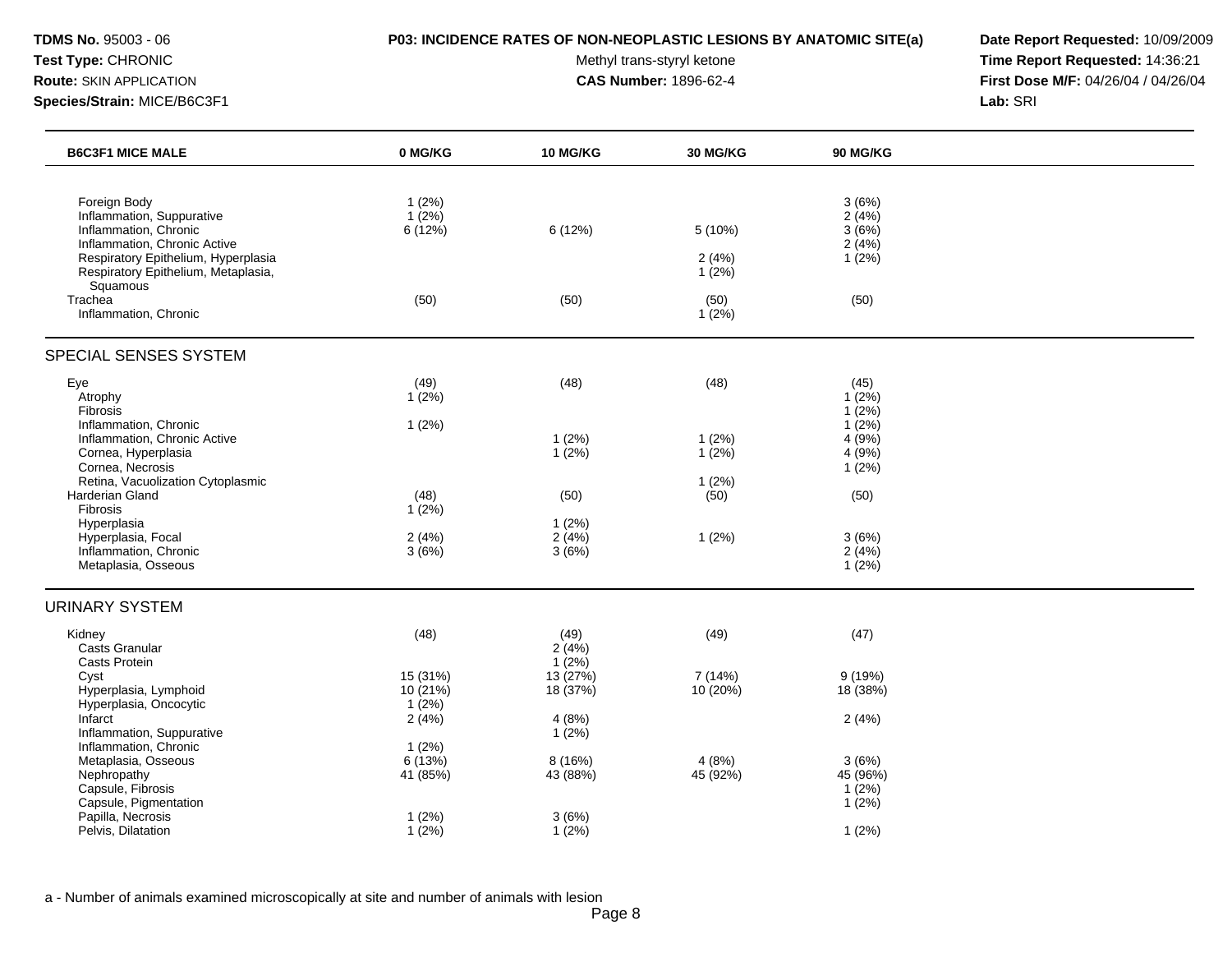**TDMS No.** 95003 - 06
**Test Type:** CHRONIC
**Route:** SKIN APPLICATION
**Species/Strain:** MICE/B6C3F1

**P03: INCIDENCE RATES OF NON-NEOPLASTIC LESIONS BY ANATOMIC SITE(a)**
Methyl trans-styryl ketone
**CAS Number:** 1896-62-4

**Date Report Requested:** 10/09/2009
**Time Report Requested:** 14:36:21
**First Dose M/F:** 04/26/04 / 04/26/04
**Lab:** SRI

| B6C3F1 MICE MALE | 0 MG/KG | 10 MG/KG | 30 MG/KG | 90 MG/KG |
|---|---|---|---|---|
| Foreign Body | 1 (2%) | | | 3 (6%) |
| Inflammation, Suppurative | 1 (2%) | | | 2 (4%) |
| Inflammation, Chronic | 6 (12%) | 6 (12%) | 5 (10%) | 3 (6%) |
| Inflammation, Chronic Active | | | | 2 (4%) |
| Respiratory Epithelium, Hyperplasia | | | 2 (4%) | 1 (2%) |
| Respiratory Epithelium, Metaplasia, Squamous | | | 1 (2%) | |
| Trachea | (50) | (50) | (50) | (50) |
| Inflammation, Chronic | | | 1 (2%) | |
| **SPECIAL SENSES SYSTEM** | | | | |
| Eye | (49) | (48) | (48) | (45) |
| Atrophy | 1 (2%) | | | 1 (2%) |
| Fibrosis | | | | 1 (2%) |
| Inflammation, Chronic | 1 (2%) | | | 1 (2%) |
| Inflammation, Chronic Active | | 1 (2%) | 1 (2%) | 4 (9%) |
| Cornea, Hyperplasia | | 1 (2%) | 1 (2%) | 4 (9%) |
| Cornea, Necrosis | | | | 1 (2%) |
| Retina, Vacuolization Cytoplasmic | | | 1 (2%) | |
| Harderian Gland | (48) | (50) | (50) | (50) |
| Fibrosis | 1 (2%) | | | |
| Hyperplasia | | 1 (2%) | | |
| Hyperplasia, Focal | 2 (4%) | 2 (4%) | 1 (2%) | 3 (6%) |
| Inflammation, Chronic | 3 (6%) | 3 (6%) | | 2 (4%) |
| Metaplasia, Osseous | | | | 1 (2%) |
| **URINARY SYSTEM** | | | | |
| Kidney | (48) | (49) | (49) | (47) |
| Casts Granular | | 2 (4%) | | |
| Casts Protein | | 1 (2%) | | |
| Cyst | 15 (31%) | 13 (27%) | 7 (14%) | 9 (19%) |
| Hyperplasia, Lymphoid | 10 (21%) | 18 (37%) | 10 (20%) | 18 (38%) |
| Hyperplasia, Oncocytic | 1 (2%) | | | |
| Infarct | 2 (4%) | 4 (8%) | | 2 (4%) |
| Inflammation, Suppurative | | 1 (2%) | | |
| Inflammation, Chronic | 1 (2%) | | | |
| Metaplasia, Osseous | 6 (13%) | 8 (16%) | 4 (8%) | 3 (6%) |
| Nephropathy | 41 (85%) | 43 (88%) | 45 (92%) | 45 (96%) |
| Capsule, Fibrosis | | | | 1 (2%) |
| Capsule, Pigmentation | | | | 1 (2%) |
| Papilla, Necrosis | 1 (2%) | 3 (6%) | | |
| Pelvis, Dilatation | 1 (2%) | 1 (2%) | | 1 (2%) |

a - Number of animals examined microscopically at site and number of animals with lesion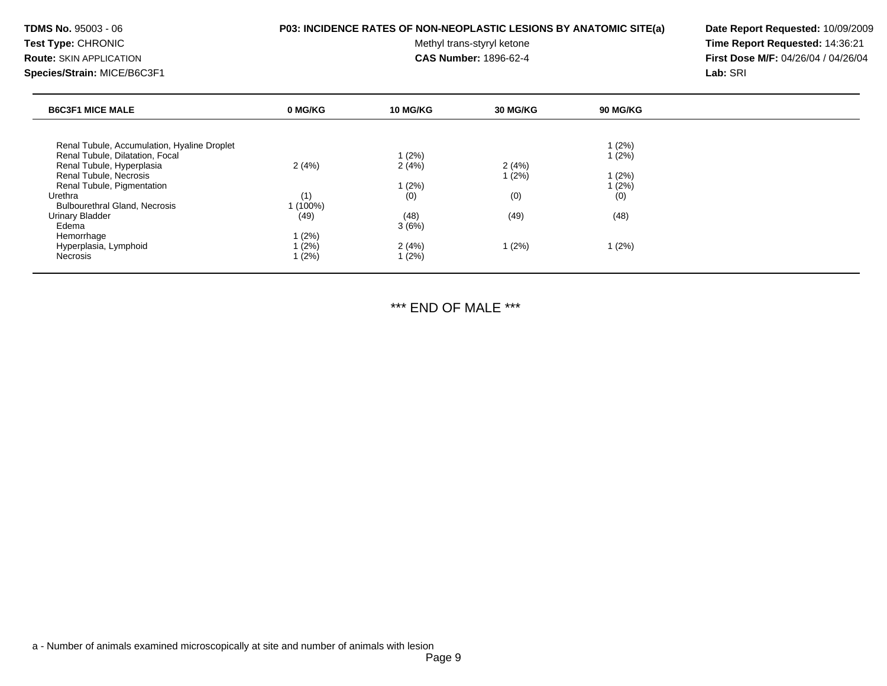**TDMS No.** 95003 - 06
**Test Type:** CHRONIC
**Route:** SKIN APPLICATION
**Species/Strain:** MICE/B6C3F1

**P03: INCIDENCE RATES OF NON-NEOPLASTIC LESIONS BY ANATOMIC SITE(a)**
Methyl trans-styryl ketone
**CAS Number:** 1896-62-4

**Date Report Requested:** 10/09/2009
**Time Report Requested:** 14:36:21
**First Dose M/F:** 04/26/04 / 04/26/04
**Lab:** SRI

| B6C3F1 MICE MALE | 0 MG/KG | 10 MG/KG | 30 MG/KG | 90 MG/KG |
|---|---|---|---|---|
| Renal Tubule, Accumulation, Hyaline Droplet | | | | 1 (2%) |
| Renal Tubule, Dilatation, Focal | | 1 (2%) | | 1 (2%) |
| Renal Tubule, Hyperplasia | 2 (4%) | 2 (4%) | 2 (4%) | |
| Renal Tubule, Necrosis | | | 1 (2%) | 1 (2%) |
| Renal Tubule, Pigmentation | | 1 (2%) | | 1 (2%) |
| Urethra | (1) | (0) | (0) | (0) |
| Bulbourethral Gland, Necrosis | 1 (100%) | | | |
| Urinary Bladder | (49) | (48) | (49) | (48) |
| Edema | | 3 (6%) | | |
| Hemorrhage | 1 (2%) | | | |
| Hyperplasia, Lymphoid | 1 (2%) | 2 (4%) | 1 (2%) | 1 (2%) |
| Necrosis | 1 (2%) | 1 (2%) | | |

*** END OF MALE ***

a - Number of animals examined microscopically at site and number of animals with lesion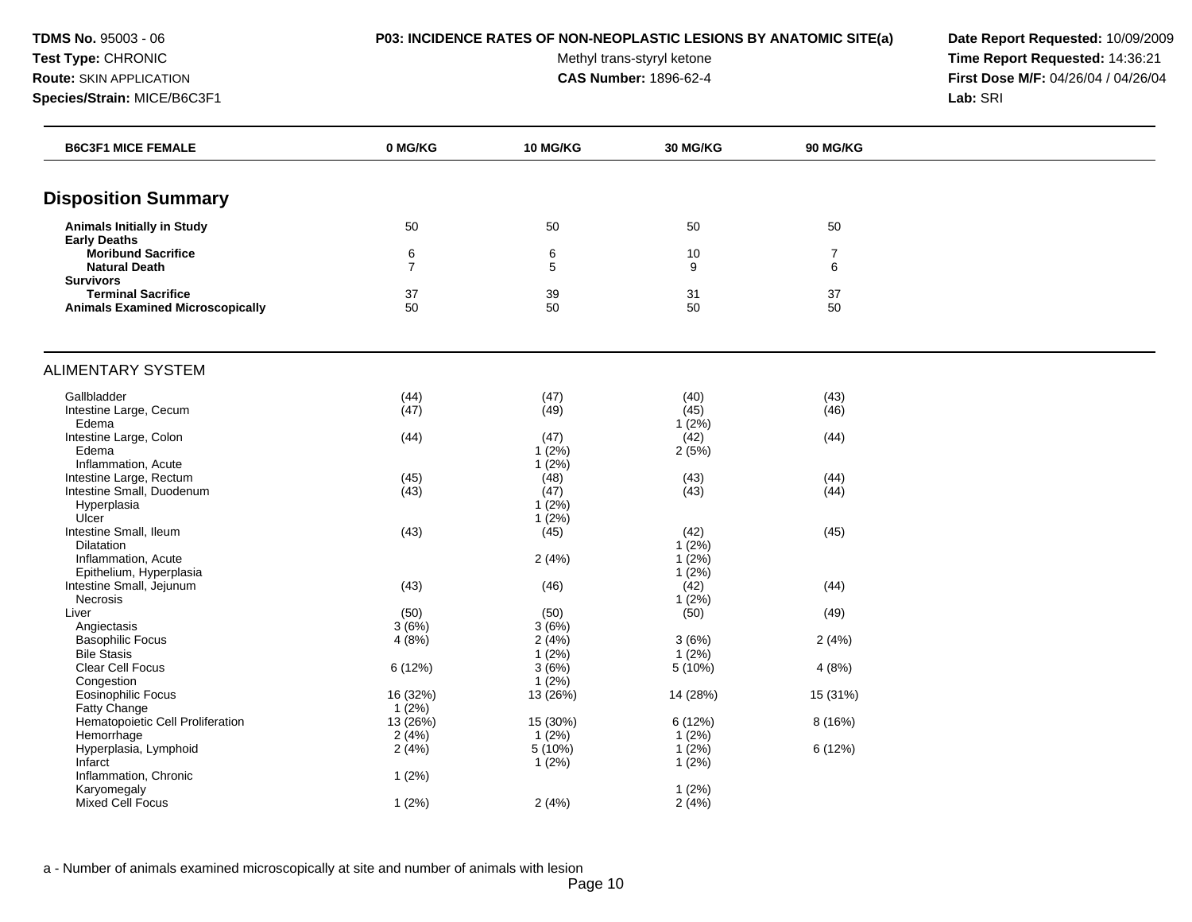**TDMS No.** 95003 - 06
**Test Type:** CHRONIC
**Route:** SKIN APPLICATION
**Species/Strain:** MICE/B6C3F1

**P03: INCIDENCE RATES OF NON-NEOPLASTIC LESIONS BY ANATOMIC SITE(a)**
Methyl trans-styryl ketone
**CAS Number:** 1896-62-4

**Date Report Requested:** 10/09/2009
**Time Report Requested:** 14:36:21
**First Dose M/F:** 04/26/04 / 04/26/04
**Lab:** SRI

| B6C3F1 MICE FEMALE | 0 MG/KG | 10 MG/KG | 30 MG/KG | 90 MG/KG |
|---|---|---|---|---|

## Disposition Summary

| | 0 MG/KG | 10 MG/KG | 30 MG/KG | 90 MG/KG |
|---|---|---|---|---|
| **Animals Initially in Study** | 50 | 50 | 50 | 50 |
| **Early Deaths** | | | | |
| **Moribund Sacrifice** | 6 | 6 | 10 | 7 |
| **Natural Death** | 7 | 5 | 9 | 6 |
| **Survivors** | | | | |
| **Terminal Sacrifice** | 37 | 39 | 31 | 37 |
| **Animals Examined Microscopically** | 50 | 50 | 50 | 50 |

## ALIMENTARY SYSTEM

| | 0 MG/KG | 10 MG/KG | 30 MG/KG | 90 MG/KG |
|---|---|---|---|---|
| Gallbladder | (44) | (47) | (40) | (43) |
| Intestine Large, Cecum | (47) | (49) | (45) | (46) |
| Edema | | | 1 (2%) | |
| Intestine Large, Colon | (44) | (47) | (42) | (44) |
| Edema | | 1 (2%) | 2 (5%) | |
| Inflammation, Acute | | 1 (2%) | | |
| Intestine Large, Rectum | (45) | (48) | (43) | (44) |
| Intestine Small, Duodenum | (43) | (47) | (43) | (44) |
| Hyperplasia | | 1 (2%) | | |
| Ulcer | | 1 (2%) | | |
| Intestine Small, Ileum | (43) | (45) | (42) | (45) |
| Dilatation | | | 1 (2%) | |
| Inflammation, Acute | | 2 (4%) | 1 (2%) | |
| Epithelium, Hyperplasia | | | 1 (2%) | |
| Intestine Small, Jejunum | (43) | (46) | (42) | (44) |
| Necrosis | | | 1 (2%) | |
| Liver | (50) | (50) | (50) | (49) |
| Angiectasis | 3 (6%) | 3 (6%) | | |
| Basophilic Focus | 4 (8%) | 2 (4%) | 3 (6%) | 2 (4%) |
| Bile Stasis | | 1 (2%) | 1 (2%) | |
| Clear Cell Focus | 6 (12%) | 3 (6%) | 5 (10%) | 4 (8%) |
| Congestion | | 1 (2%) | | |
| Eosinophilic Focus | 16 (32%) | 13 (26%) | 14 (28%) | 15 (31%) |
| Fatty Change | 1 (2%) | | | |
| Hematopoietic Cell Proliferation | 13 (26%) | 15 (30%) | 6 (12%) | 8 (16%) |
| Hemorrhage | 2 (4%) | 1 (2%) | 1 (2%) | |
| Hyperplasia, Lymphoid | 2 (4%) | 5 (10%) | 1 (2%) | 6 (12%) |
| Infarct | | 1 (2%) | 1 (2%) | |
| Inflammation, Chronic | 1 (2%) | | | |
| Karyomegaly | | | 1 (2%) | |
| Mixed Cell Focus | 1 (2%) | 2 (4%) | 2 (4%) | |

a - Number of animals examined microscopically at site and number of animals with lesion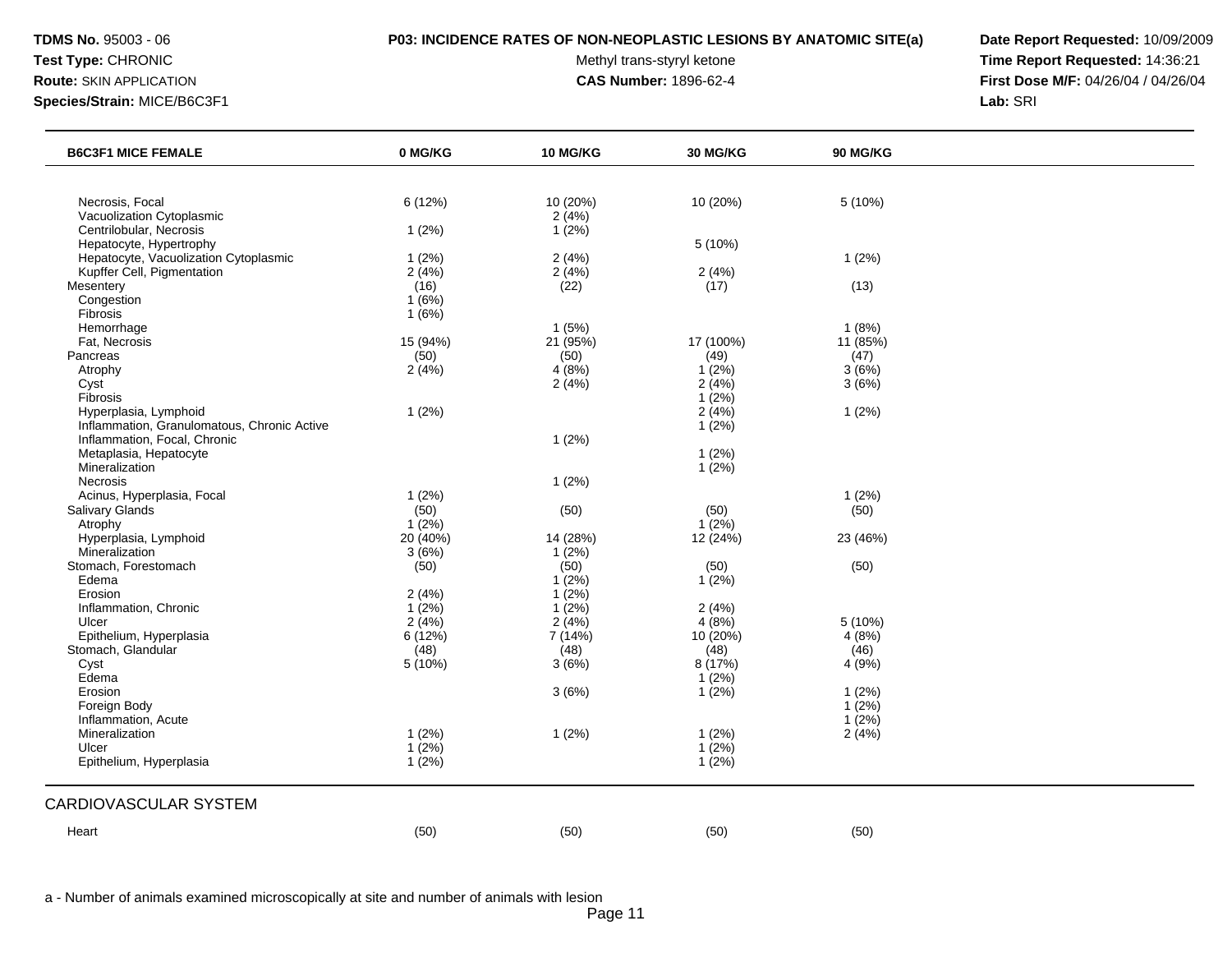**TDMS No.** 95003 - 06
**Test Type:** CHRONIC
**Route:** SKIN APPLICATION
**Species/Strain:** MICE/B6C3F1

**P03: INCIDENCE RATES OF NON-NEOPLASTIC LESIONS BY ANATOMIC SITE(a)**
Methyl trans-styryl ketone
**CAS Number:** 1896-62-4

**Date Report Requested:** 10/09/2009
**Time Report Requested:** 14:36:21
**First Dose M/F:** 04/26/04 / 04/26/04
**Lab:** SRI

| B6C3F1 MICE FEMALE | 0 MG/KG | 10 MG/KG | 30 MG/KG | 90 MG/KG |
|---|---|---|---|---|
| Necrosis, Focal | 6 (12%) | 10 (20%) | 10 (20%) | 5 (10%) |
| Vacuolization Cytoplasmic | | 2 (4%) | | |
| Centrilobular, Necrosis | 1 (2%) | 1 (2%) | | |
| Hepatocyte, Hypertrophy | | | 5 (10%) | |
| Hepatocyte, Vacuolization Cytoplasmic | 1 (2%) | 2 (4%) | | 1 (2%) |
| Kupffer Cell, Pigmentation | 2 (4%) | 2 (4%) | 2 (4%) | |
| Mesentery | (16) | (22) | (17) | (13) |
| Congestion | 1 (6%) | | | |
| Fibrosis | 1 (6%) | | | |
| Hemorrhage | | 1 (5%) | | 1 (8%) |
| Fat, Necrosis | 15 (94%) | 21 (95%) | 17 (100%) | 11 (85%) |
| Pancreas | (50) | (50) | (49) | (47) |
| Atrophy | 2 (4%) | 4 (8%) | 1 (2%) | 3 (6%) |
| Cyst | | 2 (4%) | 2 (4%) | 3 (6%) |
| Fibrosis | | | 1 (2%) | |
| Hyperplasia, Lymphoid | 1 (2%) | | 2 (4%) | 1 (2%) |
| Inflammation, Granulomatous, Chronic Active | | | 1 (2%) | |
| Inflammation, Focal, Chronic | | 1 (2%) | | |
| Metaplasia, Hepatocyte | | | 1 (2%) | |
| Mineralization | | | 1 (2%) | |
| Necrosis | | 1 (2%) | | |
| Acinus, Hyperplasia, Focal | 1 (2%) | | | 1 (2%) |
| Salivary Glands | (50) | (50) | (50) | (50) |
| Atrophy | 1 (2%) | | 1 (2%) | |
| Hyperplasia, Lymphoid | 20 (40%) | 14 (28%) | 12 (24%) | 23 (46%) |
| Mineralization | 3 (6%) | 1 (2%) | | |
| Stomach, Forestomach | (50) | (50) | (50) | (50) |
| Edema | | 1 (2%) | 1 (2%) | |
| Erosion | 2 (4%) | 1 (2%) | | |
| Inflammation, Chronic | 1 (2%) | 1 (2%) | 2 (4%) | |
| Ulcer | 2 (4%) | 2 (4%) | 4 (8%) | 5 (10%) |
| Epithelium, Hyperplasia | 6 (12%) | 7 (14%) | 10 (20%) | 4 (8%) |
| Stomach, Glandular | (48) | (48) | (48) | (46) |
| Cyst | 5 (10%) | 3 (6%) | 8 (17%) | 4 (9%) |
| Edema | | | 1 (2%) | |
| Erosion | | 3 (6%) | 1 (2%) | 1 (2%) |
| Foreign Body | | | | 1 (2%) |
| Inflammation, Acute | | | | 1 (2%) |
| Mineralization | 1 (2%) | 1 (2%) | 1 (2%) | 2 (4%) |
| Ulcer | 1 (2%) | | 1 (2%) | |
| Epithelium, Hyperplasia | 1 (2%) | | 1 (2%) | |

## CARDIOVASCULAR SYSTEM

| | 0 MG/KG | 10 MG/KG | 30 MG/KG | 90 MG/KG |
|---|---|---|---|---|
| Heart | (50) | (50) | (50) | (50) |

a - Number of animals examined microscopically at site and number of animals with lesion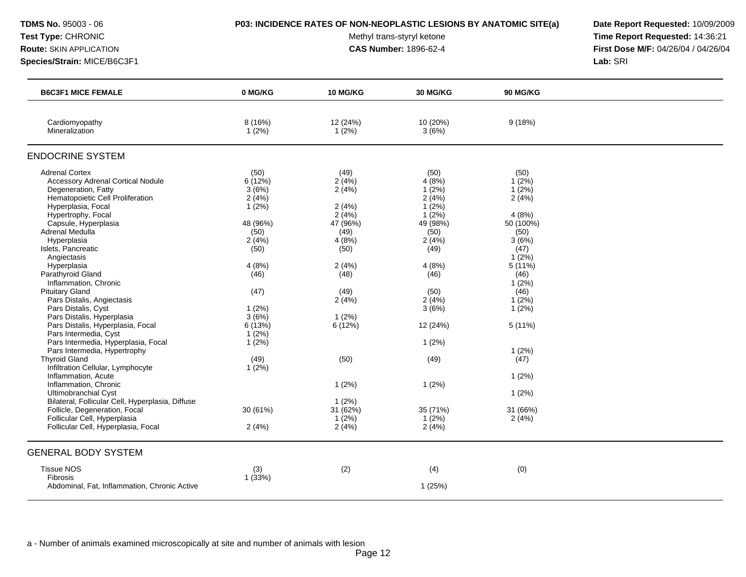**TDMS No.** 95003 - 06
**Test Type:** CHRONIC
**Route:** SKIN APPLICATION
**Species/Strain:** MICE/B6C3F1

**P03: INCIDENCE RATES OF NON-NEOPLASTIC LESIONS BY ANATOMIC SITE(a)**
Methyl trans-styryl ketone
**CAS Number:** 1896-62-4

**Date Report Requested:** 10/09/2009
**Time Report Requested:** 14:36:21
**First Dose M/F:** 04/26/04 / 04/26/04
**Lab:** SRI

| B6C3F1 MICE FEMALE | 0 MG/KG | 10 MG/KG | 30 MG/KG | 90 MG/KG |
|---|---|---|---|---|
| Cardiomyopathy | 8 (16%) | 12 (24%) | 10 (20%) | 9 (18%) |
| Mineralization | 1 (2%) | 1 (2%) | 3 (6%) | |
| **ENDOCRINE SYSTEM** | | | | |
| Adrenal Cortex | (50) | (49) | (50) | (50) |
| Accessory Adrenal Cortical Nodule | 6 (12%) | 2 (4%) | 4 (8%) | 1 (2%) |
| Degeneration, Fatty | 3 (6%) | 2 (4%) | 1 (2%) | 1 (2%) |
| Hematopoietic Cell Proliferation | 2 (4%) | | 2 (4%) | 2 (4%) |
| Hyperplasia, Focal | 1 (2%) | 2 (4%) | 1 (2%) | |
| Hypertrophy, Focal | | 2 (4%) | 1 (2%) | 4 (8%) |
| Capsule, Hyperplasia | 48 (96%) | 47 (96%) | 49 (98%) | 50 (100%) |
| Adrenal Medulla | (50) | (49) | (50) | (50) |
| Hyperplasia | 2 (4%) | 4 (8%) | 2 (4%) | 3 (6%) |
| Islets, Pancreatic | (50) | (50) | (49) | (47) |
| Angiectasis | | | | 1 (2%) |
| Hyperplasia | 4 (8%) | 2 (4%) | 4 (8%) | 5 (11%) |
| Parathyroid Gland | (46) | (48) | (46) | (46) |
| Inflammation, Chronic | | | | 1 (2%) |
| Pituitary Gland | (47) | (49) | (50) | (46) |
| Pars Distalis, Angiectasis | | 2 (4%) | 2 (4%) | 1 (2%) |
| Pars Distalis, Cyst | 1 (2%) | | 3 (6%) | 1 (2%) |
| Pars Distalis, Hyperplasia | 3 (6%) | 1 (2%) | | |
| Pars Distalis, Hyperplasia, Focal | 6 (13%) | 6 (12%) | 12 (24%) | 5 (11%) |
| Pars Intermedia, Cyst | 1 (2%) | | | |
| Pars Intermedia, Hyperplasia, Focal | 1 (2%) | | 1 (2%) | |
| Pars Intermedia, Hypertrophy | | | | 1 (2%) |
| Thyroid Gland | (49) | (50) | (49) | (47) |
| Infiltration Cellular, Lymphocyte | 1 (2%) | | | |
| Inflammation, Acute | | | | 1 (2%) |
| Inflammation, Chronic | | 1 (2%) | 1 (2%) | |
| Ultimobranchial Cyst | | | | 1 (2%) |
| Bilateral, Follicular Cell, Hyperplasia, Diffuse | | 1 (2%) | | |
| Follicle, Degeneration, Focal | 30 (61%) | 31 (62%) | 35 (71%) | 31 (66%) |
| Follicular Cell, Hyperplasia | | 1 (2%) | 1 (2%) | 2 (4%) |
| Follicular Cell, Hyperplasia, Focal | 2 (4%) | 2 (4%) | 2 (4%) | |
| **GENERAL BODY SYSTEM** | | | | |
| Tissue NOS | (3) | (2) | (4) | (0) |
| Fibrosis | 1 (33%) | | | |
| Abdominal, Fat, Inflammation, Chronic Active | | | 1 (25%) | |

a - Number of animals examined microscopically at site and number of animals with lesion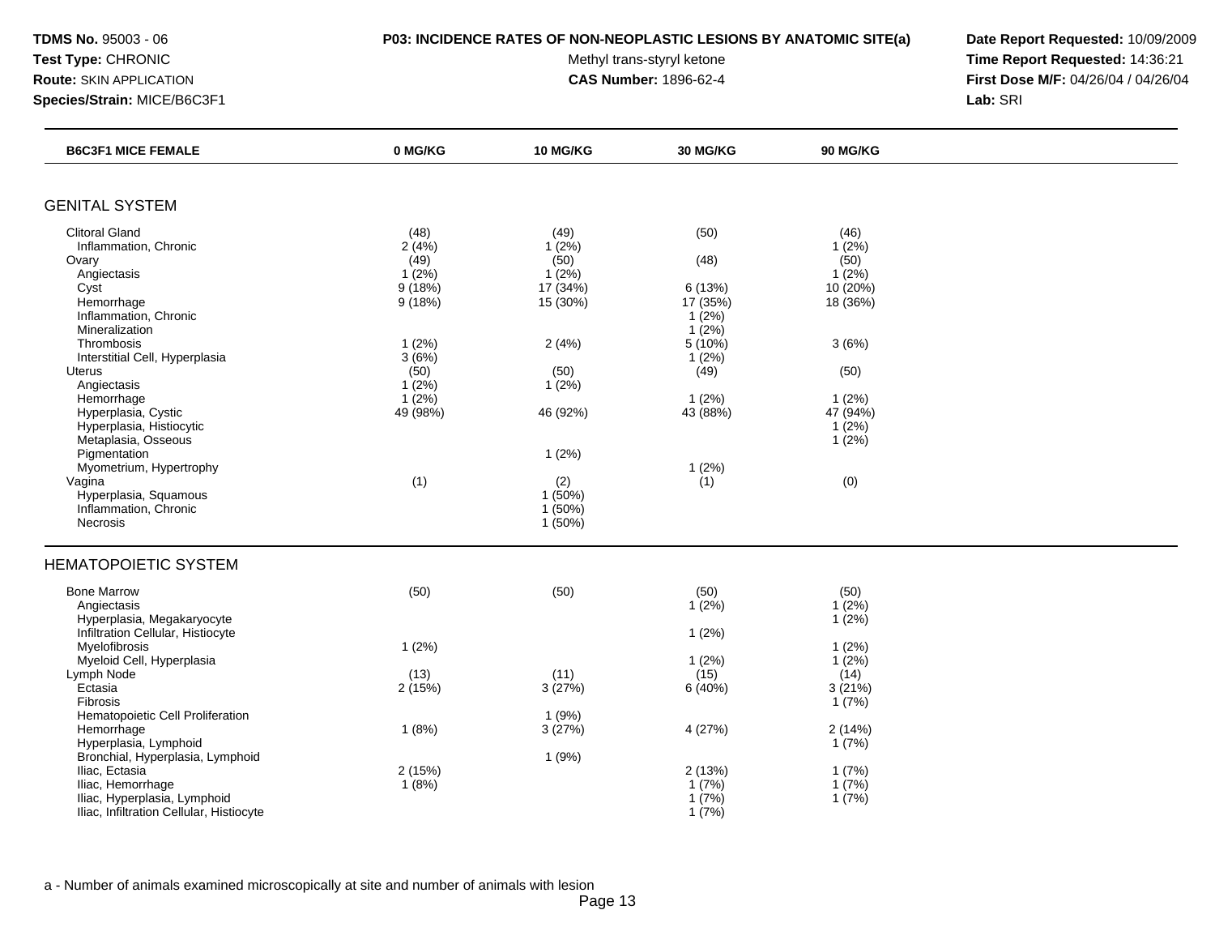**TDMS No.** 95003 - 06
**Test Type:** CHRONIC
**Route:** SKIN APPLICATION
**Species/Strain:** MICE/B6C3F1

**P03: INCIDENCE RATES OF NON-NEOPLASTIC LESIONS BY ANATOMIC SITE(a)**
Methyl trans-styryl ketone
**CAS Number:** 1896-62-4

**Date Report Requested:** 10/09/2009
**Time Report Requested:** 14:36:21
**First Dose M/F:** 04/26/04 / 04/26/04
**Lab:** SRI

| B6C3F1 MICE FEMALE | 0 MG/KG | 10 MG/KG | 30 MG/KG | 90 MG/KG |
|---|---|---|---|---|
| **GENITAL SYSTEM** | | | | |
| Clitoral Gland | (48) | (49) | (50) | (46) |
| Inflammation, Chronic | 2 (4%) | 1 (2%) | | 1 (2%) |
| Ovary | (49) | (50) | (48) | (50) |
| Angiectasis | 1 (2%) | 1 (2%) | | 1 (2%) |
| Cyst | 9 (18%) | 17 (34%) | 6 (13%) | 10 (20%) |
| Hemorrhage | 9 (18%) | 15 (30%) | 17 (35%) | 18 (36%) |
| Inflammation, Chronic | | | 1 (2%) | |
| Mineralization | | | 1 (2%) | |
| Thrombosis | 1 (2%) | 2 (4%) | 5 (10%) | 3 (6%) |
| Interstitial Cell, Hyperplasia | 3 (6%) | | 1 (2%) | |
| Uterus | (50) | (50) | (49) | (50) |
| Angiectasis | 1 (2%) | 1 (2%) | | |
| Hemorrhage | 1 (2%) | | 1 (2%) | 1 (2%) |
| Hyperplasia, Cystic | 49 (98%) | 46 (92%) | 43 (88%) | 47 (94%) |
| Hyperplasia, Histiocytic | | | | 1 (2%) |
| Metaplasia, Osseous | | | | 1 (2%) |
| Pigmentation | | 1 (2%) | | |
| Myometrium, Hypertrophy | | | 1 (2%) | |
| Vagina | (1) | (2) | (1) | (0) |
| Hyperplasia, Squamous | | 1 (50%) | | |
| Inflammation, Chronic | | 1 (50%) | | |
| Necrosis | | 1 (50%) | | |
| **HEMATOPOIETIC SYSTEM** | | | | |
| Bone Marrow | (50) | (50) | (50) | (50) |
| Angiectasis | | | 1 (2%) | 1 (2%) |
| Hyperplasia, Megakaryocyte | | | | 1 (2%) |
| Infiltration Cellular, Histiocyte | | | 1 (2%) | |
| Myelofibrosis | 1 (2%) | | | 1 (2%) |
| Myeloid Cell, Hyperplasia | | | 1 (2%) | 1 (2%) |
| Lymph Node | (13) | (11) | (15) | (14) |
| Ectasia | 2 (15%) | 3 (27%) | 6 (40%) | 3 (21%) |
| Fibrosis | | | | 1 (7%) |
| Hematopoietic Cell Proliferation | | 1 (9%) | | |
| Hemorrhage | 1 (8%) | 3 (27%) | 4 (27%) | 2 (14%) |
| Hyperplasia, Lymphoid | | | | 1 (7%) |
| Bronchial, Hyperplasia, Lymphoid | | 1 (9%) | | |
| Iliac, Ectasia | 2 (15%) | | 2 (13%) | 1 (7%) |
| Iliac, Hemorrhage | 1 (8%) | | 1 (7%) | 1 (7%) |
| Iliac, Hyperplasia, Lymphoid | | | 1 (7%) | 1 (7%) |
| Iliac, Infiltration Cellular, Histiocyte | | | 1 (7%) | |

a - Number of animals examined microscopically at site and number of animals with lesion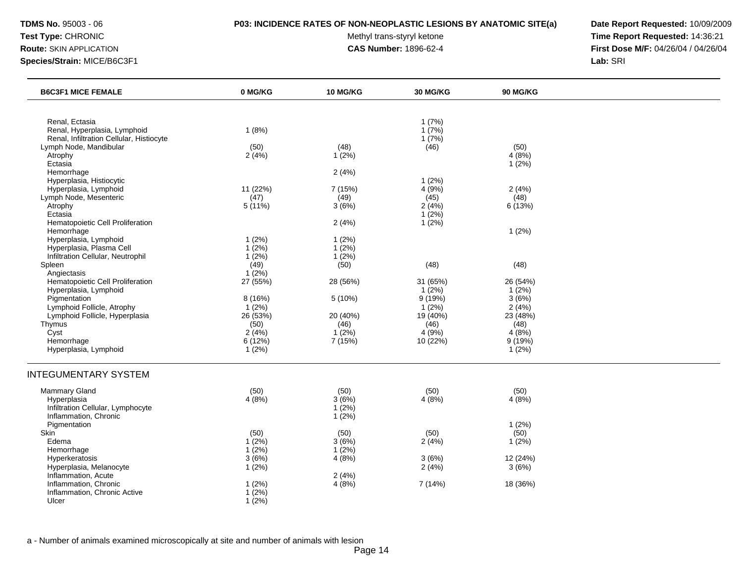**TDMS No.** 95003 - 06
**Test Type:** CHRONIC
**Route:** SKIN APPLICATION
**Species/Strain:** MICE/B6C3F1

**P03: INCIDENCE RATES OF NON-NEOPLASTIC LESIONS BY ANATOMIC SITE(a)**
Methyl trans-styryl ketone
**CAS Number:** 1896-62-4

**Date Report Requested:** 10/09/2009
**Time Report Requested:** 14:36:21
**First Dose M/F:** 04/26/04 / 04/26/04
**Lab:** SRI

| B6C3F1 MICE FEMALE | 0 MG/KG | 10 MG/KG | 30 MG/KG | 90 MG/KG |
|---|---|---|---|---|
| Renal, Ectasia | | | 1 (7%) | |
| Renal, Hyperplasia, Lymphoid | 1 (8%) | | 1 (7%) | |
| Renal, Infiltration Cellular, Histiocyte | | | 1 (7%) | |
| Lymph Node, Mandibular | (50) | (48) | (46) | (50) |
| Atrophy | 2 (4%) | 1 (2%) | | 4 (8%) |
| Ectasia | | | | 1 (2%) |
| Hemorrhage | | 2 (4%) | | |
| Hyperplasia, Histiocytic | | | 1 (2%) | |
| Hyperplasia, Lymphoid | 11 (22%) | 7 (15%) | 4 (9%) | 2 (4%) |
| Lymph Node, Mesenteric | (47) | (49) | (45) | (48) |
| Atrophy | 5 (11%) | 3 (6%) | 2 (4%) | 6 (13%) |
| Ectasia | | | 1 (2%) | |
| Hematopoietic Cell Proliferation | | 2 (4%) | 1 (2%) | |
| Hemorrhage | | | | 1 (2%) |
| Hyperplasia, Lymphoid | 1 (2%) | 1 (2%) | | |
| Hyperplasia, Plasma Cell | 1 (2%) | 1 (2%) | | |
| Infiltration Cellular, Neutrophil | 1 (2%) | 1 (2%) | | |
| Spleen | (49) | (50) | (48) | (48) |
| Angiectasis | 1 (2%) | | | |
| Hematopoietic Cell Proliferation | 27 (55%) | 28 (56%) | 31 (65%) | 26 (54%) |
| Hyperplasia, Lymphoid | | | 1 (2%) | 1 (2%) |
| Pigmentation | 8 (16%) | 5 (10%) | 9 (19%) | 3 (6%) |
| Lymphoid Follicle, Atrophy | 1 (2%) | | 1 (2%) | 2 (4%) |
| Lymphoid Follicle, Hyperplasia | 26 (53%) | 20 (40%) | 19 (40%) | 23 (48%) |
| Thymus | (50) | (46) | (46) | (48) |
| Cyst | 2 (4%) | 1 (2%) | 4 (9%) | 4 (8%) |
| Hemorrhage | 6 (12%) | 7 (15%) | 10 (22%) | 9 (19%) |
| Hyperplasia, Lymphoid | 1 (2%) | | | 1 (2%) |

## INTEGUMENTARY SYSTEM

| B6C3F1 MICE FEMALE | 0 MG/KG | 10 MG/KG | 30 MG/KG | 90 MG/KG |
|---|---|---|---|---|
| Mammary Gland | (50) | (50) | (50) | (50) |
| Hyperplasia | 4 (8%) | 3 (6%) | 4 (8%) | 4 (8%) |
| Infiltration Cellular, Lymphocyte | | 1 (2%) | | |
| Inflammation, Chronic | | 1 (2%) | | |
| Pigmentation | | | | 1 (2%) |
| Skin | (50) | (50) | (50) | (50) |
| Edema | 1 (2%) | 3 (6%) | 2 (4%) | 1 (2%) |
| Hemorrhage | 1 (2%) | 1 (2%) | | |
| Hyperkeratosis | 3 (6%) | 4 (8%) | 3 (6%) | 12 (24%) |
| Hyperplasia, Melanocyte | 1 (2%) | | 2 (4%) | 3 (6%) |
| Inflammation, Acute | | 2 (4%) | | |
| Inflammation, Chronic | 1 (2%) | 4 (8%) | 7 (14%) | 18 (36%) |
| Inflammation, Chronic Active | 1 (2%) | | | |
| Ulcer | 1 (2%) | | | |

a - Number of animals examined microscopically at site and number of animals with lesion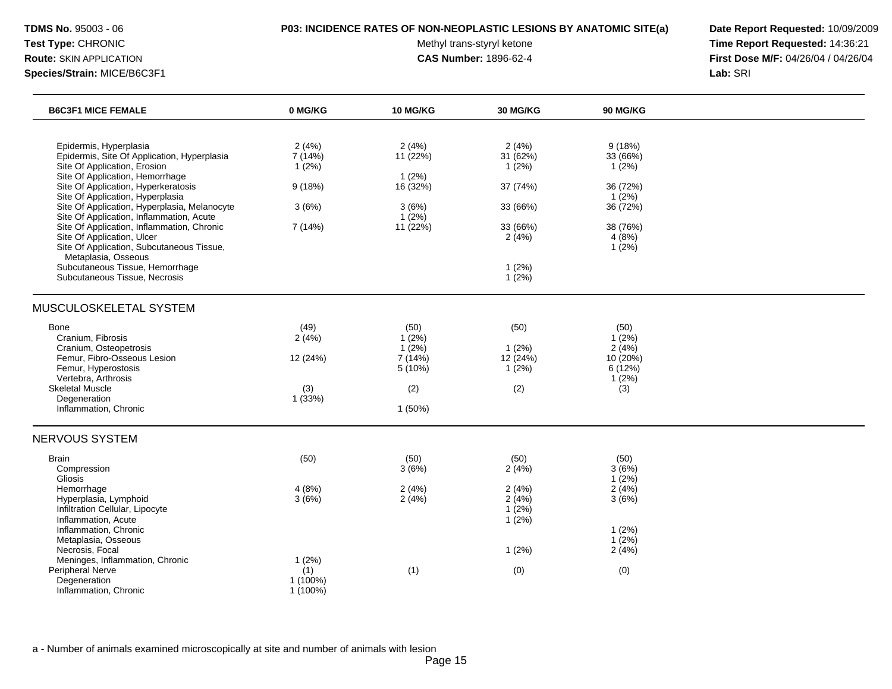**TDMS No.** 95003 - 06
**Test Type:** CHRONIC
**Route:** SKIN APPLICATION
**Species/Strain:** MICE/B6C3F1

**P03: INCIDENCE RATES OF NON-NEOPLASTIC LESIONS BY ANATOMIC SITE(a)**
Methyl trans-styryl ketone
**CAS Number:** 1896-62-4

**Date Report Requested:** 10/09/2009
**Time Report Requested:** 14:36:21
**First Dose M/F:** 04/26/04 / 04/26/04
**Lab:** SRI

| B6C3F1 MICE FEMALE | 0 MG/KG | 10 MG/KG | 30 MG/KG | 90 MG/KG |
|---|---|---|---|---|
| Epidermis, Hyperplasia | 2 (4%) | 2 (4%) | 2 (4%) | 9 (18%) |
| Epidermis, Site Of Application, Hyperplasia | 7 (14%) | 11 (22%) | 31 (62%) | 33 (66%) |
| Site Of Application, Erosion | 1 (2%) | | 1 (2%) | 1 (2%) |
| Site Of Application, Hemorrhage | | 1 (2%) | | |
| Site Of Application, Hyperkeratosis | 9 (18%) | 16 (32%) | 37 (74%) | 36 (72%) |
| Site Of Application, Hyperplasia | | | | 1 (2%) |
| Site Of Application, Hyperplasia, Melanocyte | 3 (6%) | 3 (6%) | 33 (66%) | 36 (72%) |
| Site Of Application, Inflammation, Acute | | 1 (2%) | | |
| Site Of Application, Inflammation, Chronic | 7 (14%) | 11 (22%) | 33 (66%) | 38 (76%) |
| Site Of Application, Ulcer | | | 2 (4%) | 4 (8%) |
| Site Of Application, Subcutaneous Tissue, Metaplasia, Osseous | | | | 1 (2%) |
| Subcutaneous Tissue, Hemorrhage | | | 1 (2%) | |
| Subcutaneous Tissue, Necrosis | | | 1 (2%) | |
| **MUSCULOSKELETAL SYSTEM** | | | | |
| Bone | (49) | (50) | (50) | (50) |
| Cranium, Fibrosis | 2 (4%) | 1 (2%) | | 1 (2%) |
| Cranium, Osteopetrosis | | 1 (2%) | 1 (2%) | 2 (4%) |
| Femur, Fibro-Osseous Lesion | 12 (24%) | 7 (14%) | 12 (24%) | 10 (20%) |
| Femur, Hyperostosis | | 5 (10%) | 1 (2%) | 6 (12%) |
| Vertebra, Arthrosis | | | | 1 (2%) |
| Skeletal Muscle | (3) | (2) | (2) | (3) |
| Degeneration | 1 (33%) | | | |
| Inflammation, Chronic | | 1 (50%) | | |
| **NERVOUS SYSTEM** | | | | |
| Brain | (50) | (50) | (50) | (50) |
| Compression | | 3 (6%) | 2 (4%) | 3 (6%) |
| Gliosis | | | | 1 (2%) |
| Hemorrhage | 4 (8%) | 2 (4%) | 2 (4%) | 2 (4%) |
| Hyperplasia, Lymphoid | 3 (6%) | 2 (4%) | 2 (4%) | 3 (6%) |
| Infiltration Cellular, Lipocyte | | | 1 (2%) | |
| Inflammation, Acute | | | 1 (2%) | |
| Inflammation, Chronic | | | | 1 (2%) |
| Metaplasia, Osseous | | | | 1 (2%) |
| Necrosis, Focal | | | 1 (2%) | 2 (4%) |
| Meninges, Inflammation, Chronic | 1 (2%) | | | |
| Peripheral Nerve | (1) | (1) | (0) | (0) |
| Degeneration | 1 (100%) | | | |
| Inflammation, Chronic | 1 (100%) | | | |

a - Number of animals examined microscopically at site and number of animals with lesion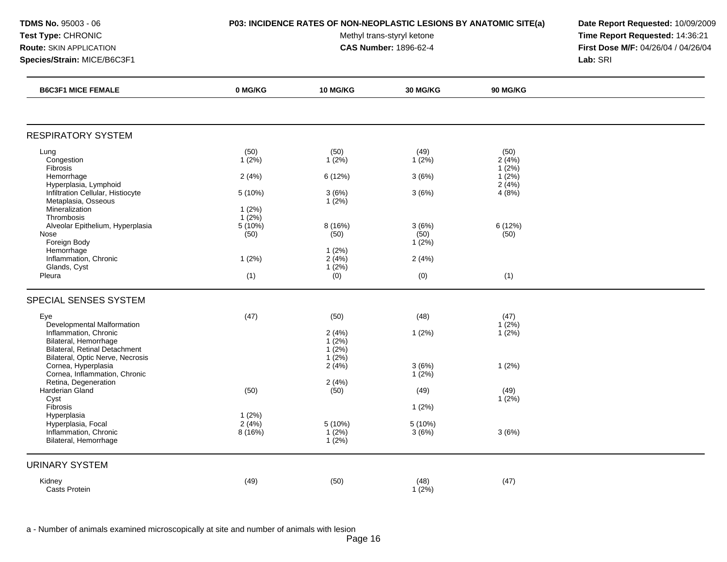**TDMS No.** 95003 - 06
**Test Type:** CHRONIC
**Route:** SKIN APPLICATION
**Species/Strain:** MICE/B6C3F1

**P03: INCIDENCE RATES OF NON-NEOPLASTIC LESIONS BY ANATOMIC SITE(a)**
Methyl trans-styryl ketone
**CAS Number:** 1896-62-4

**Date Report Requested:** 10/09/2009
**Time Report Requested:** 14:36:21
**First Dose M/F:** 04/26/04 / 04/26/04
**Lab:** SRI

| B6C3F1 MICE FEMALE | 0 MG/KG | 10 MG/KG | 30 MG/KG | 90 MG/KG |
|---|---|---|---|---|
| **RESPIRATORY SYSTEM** | | | | |
| Lung | (50) | (50) | (49) | (50) |
| Congestion | 1 (2%) | 1 (2%) | 1 (2%) | 2 (4%) |
| Fibrosis | | | | 1 (2%) |
| Hemorrhage | 2 (4%) | 6 (12%) | 3 (6%) | 1 (2%) |
| Hyperplasia, Lymphoid | | | | 2 (4%) |
| Infiltration Cellular, Histiocyte | 5 (10%) | 3 (6%) | 3 (6%) | 4 (8%) |
| Metaplasia, Osseous | | 1 (2%) | | |
| Mineralization | 1 (2%) | | | |
| Thrombosis | 1 (2%) | | | |
| Alveolar Epithelium, Hyperplasia | 5 (10%) | 8 (16%) | 3 (6%) | 6 (12%) |
| Nose | (50) | (50) | (50) | (50) |
| Foreign Body | | | 1 (2%) | |
| Hemorrhage | | 1 (2%) | | |
| Inflammation, Chronic | 1 (2%) | 2 (4%) | 2 (4%) | |
| Glands, Cyst | | 1 (2%) | | |
| Pleura | (1) | (0) | (0) | (1) |
| **SPECIAL SENSES SYSTEM** | | | | |
| Eye | (47) | (50) | (48) | (47) |
| Developmental Malformation | | | | 1 (2%) |
| Inflammation, Chronic | | 2 (4%) | 1 (2%) | 1 (2%) |
| Bilateral, Hemorrhage | | 1 (2%) | | |
| Bilateral, Retinal Detachment | | 1 (2%) | | |
| Bilateral, Optic Nerve, Necrosis | | 1 (2%) | | |
| Cornea, Hyperplasia | | 2 (4%) | 3 (6%) | 1 (2%) |
| Cornea, Inflammation, Chronic | | | 1 (2%) | |
| Retina, Degeneration | | 2 (4%) | | |
| Harderian Gland | (50) | (50) | (49) | (49) |
| Cyst | | | | 1 (2%) |
| Fibrosis | | | 1 (2%) | |
| Hyperplasia | 1 (2%) | | | |
| Hyperplasia, Focal | 2 (4%) | 5 (10%) | 5 (10%) | |
| Inflammation, Chronic | 8 (16%) | 1 (2%) | 3 (6%) | 3 (6%) |
| Bilateral, Hemorrhage | | 1 (2%) | | |
| **URINARY SYSTEM** | | | | |
| Kidney | (49) | (50) | (48) | (47) |
| Casts Protein | | | 1 (2%) | |

a - Number of animals examined microscopically at site and number of animals with lesion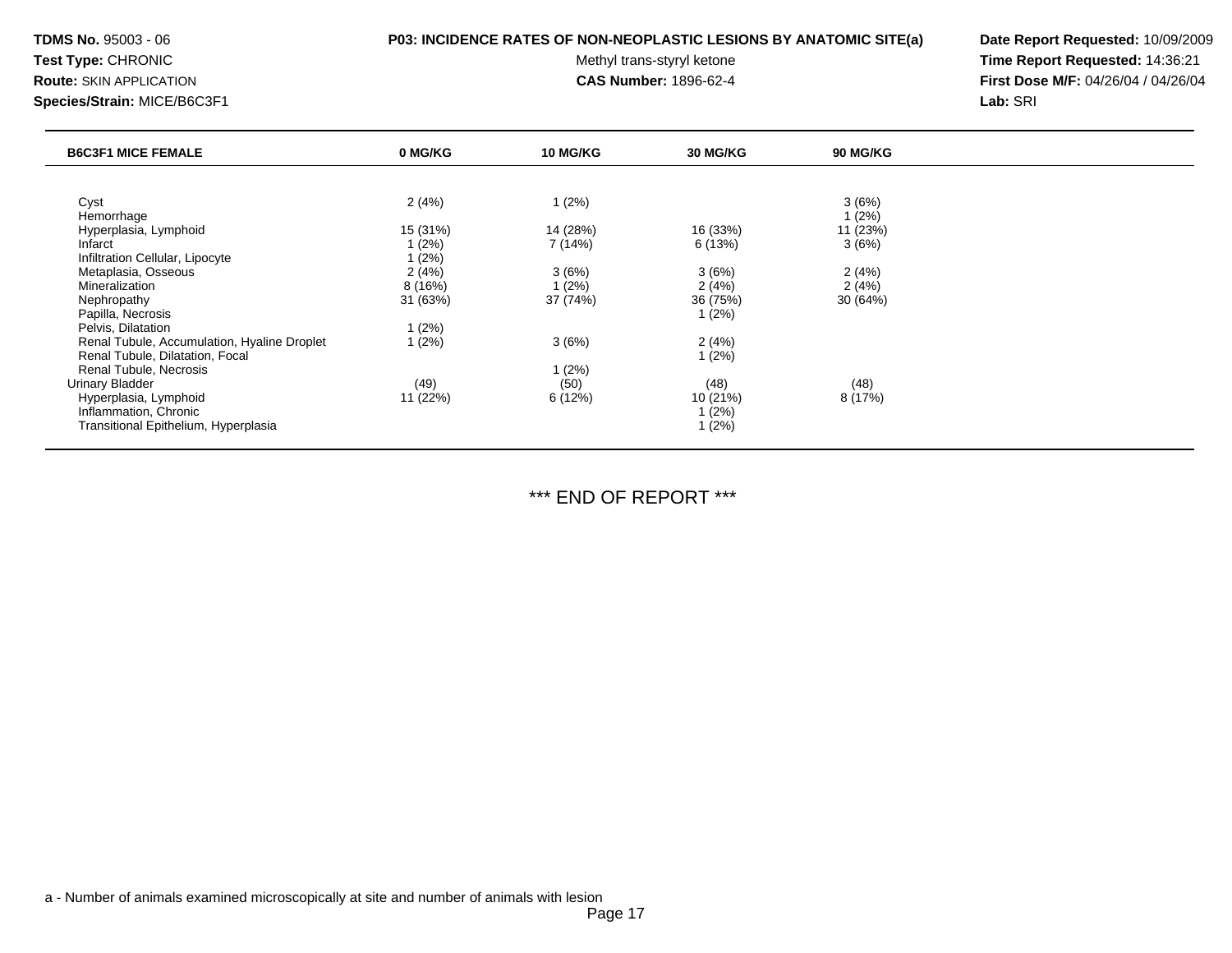**TDMS No.** 95003 - 06
**Test Type:** CHRONIC
**Route:** SKIN APPLICATION
**Species/Strain:** MICE/B6C3F1

**P03: INCIDENCE RATES OF NON-NEOPLASTIC LESIONS BY ANATOMIC SITE(a)**
Methyl trans-styryl ketone
**CAS Number:** 1896-62-4

**Date Report Requested:** 10/09/2009
**Time Report Requested:** 14:36:21
**First Dose M/F:** 04/26/04 / 04/26/04
**Lab:** SRI

| B6C3F1 MICE FEMALE | 0 MG/KG | 10 MG/KG | 30 MG/KG | 90 MG/KG |
|---|---|---|---|---|
| Cyst | 2 (4%) | 1 (2%) | | 3 (6%) |
| Hemorrhage | | | | 1 (2%) |
| Hyperplasia, Lymphoid | 15 (31%) | 14 (28%) | 16 (33%) | 11 (23%) |
| Infarct | 1 (2%) | 7 (14%) | 6 (13%) | 3 (6%) |
| Infiltration Cellular, Lipocyte | 1 (2%) | | | |
| Metaplasia, Osseous | 2 (4%) | 3 (6%) | 3 (6%) | 2 (4%) |
| Mineralization | 8 (16%) | 1 (2%) | 2 (4%) | 2 (4%) |
| Nephropathy | 31 (63%) | 37 (74%) | 36 (75%) | 30 (64%) |
| Papilla, Necrosis | | | 1 (2%) | |
| Pelvis, Dilatation | 1 (2%) | | | |
| Renal Tubule, Accumulation, Hyaline Droplet | 1 (2%) | 3 (6%) | 2 (4%) | |
| Renal Tubule, Dilatation, Focal | | | 1 (2%) | |
| Renal Tubule, Necrosis | | 1 (2%) | | |
| Urinary Bladder | (49) | (50) | (48) | (48) |
| Hyperplasia, Lymphoid | 11 (22%) | 6 (12%) | 10 (21%) | 8 (17%) |
| Inflammation, Chronic | | | 1 (2%) | |
| Transitional Epithelium, Hyperplasia | | | 1 (2%) | |

*** END OF REPORT ***

a - Number of animals examined microscopically at site and number of animals with lesion